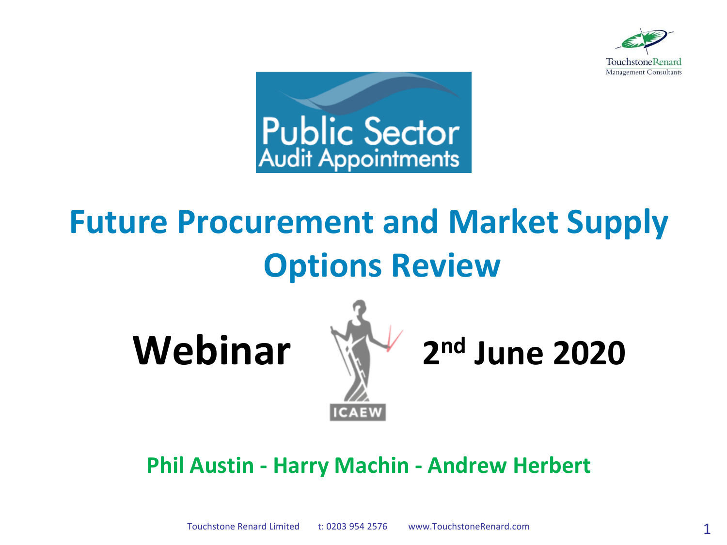Public Sector Audit Appointments

# Future Procurement and Market Supply Options Review

**Webinar** **2nd June 2020**

ICAEW

**Phil Austin - Harry Machin - Andrew Herbert**

Touchstone Renard Limited t: 0203 954 2576 www.TouchstoneRenard.com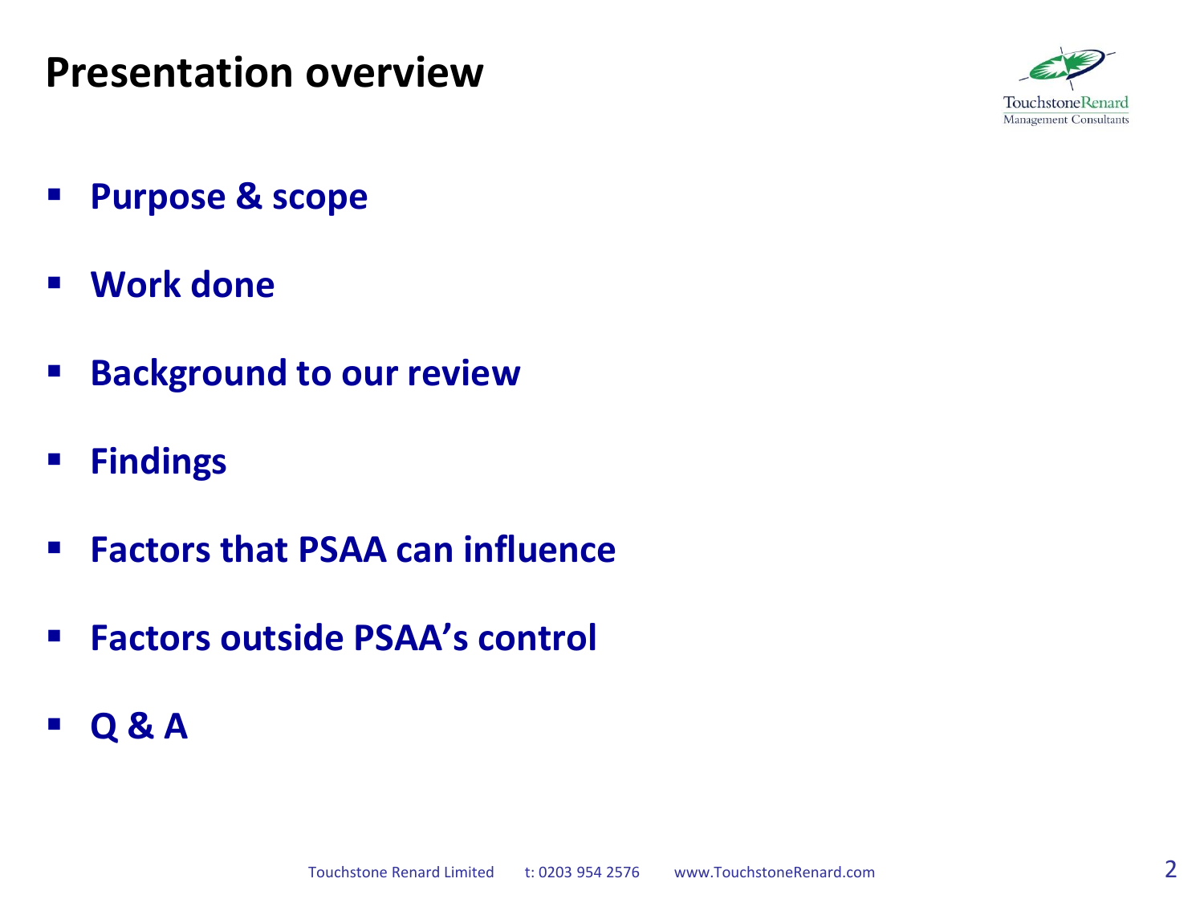# Presentation overview

- **Purpose & scope**
- **Work done**
- **Background to our review**
- **Findings**
- **Factors that PSAA can influence**
- **Factors outside PSAA's control**
- **Q & A**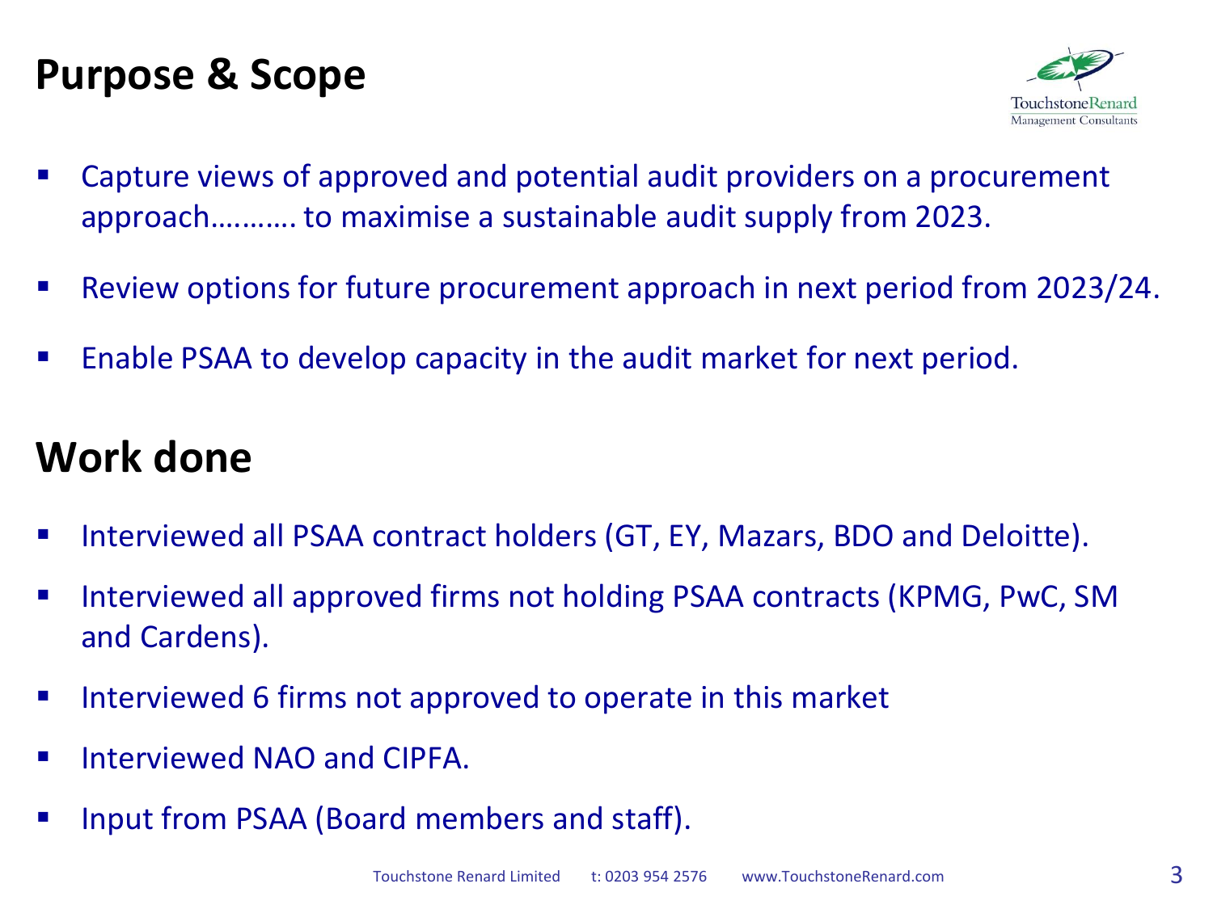## Purpose & Scope

- Capture views of approved and potential audit providers on a procurement approach………. to maximise a sustainable audit supply from 2023.
- Review options for future procurement approach in next period from 2023/24.
- Enable PSAA to develop capacity in the audit market for next period.

## Work done

- Interviewed all PSAA contract holders (GT, EY, Mazars, BDO and Deloitte).
- Interviewed all approved firms not holding PSAA contracts (KPMG, PwC, SM and Cardens).
- Interviewed 6 firms not approved to operate in this market
- Interviewed NAO and CIPFA.
- Input from PSAA (Board members and staff).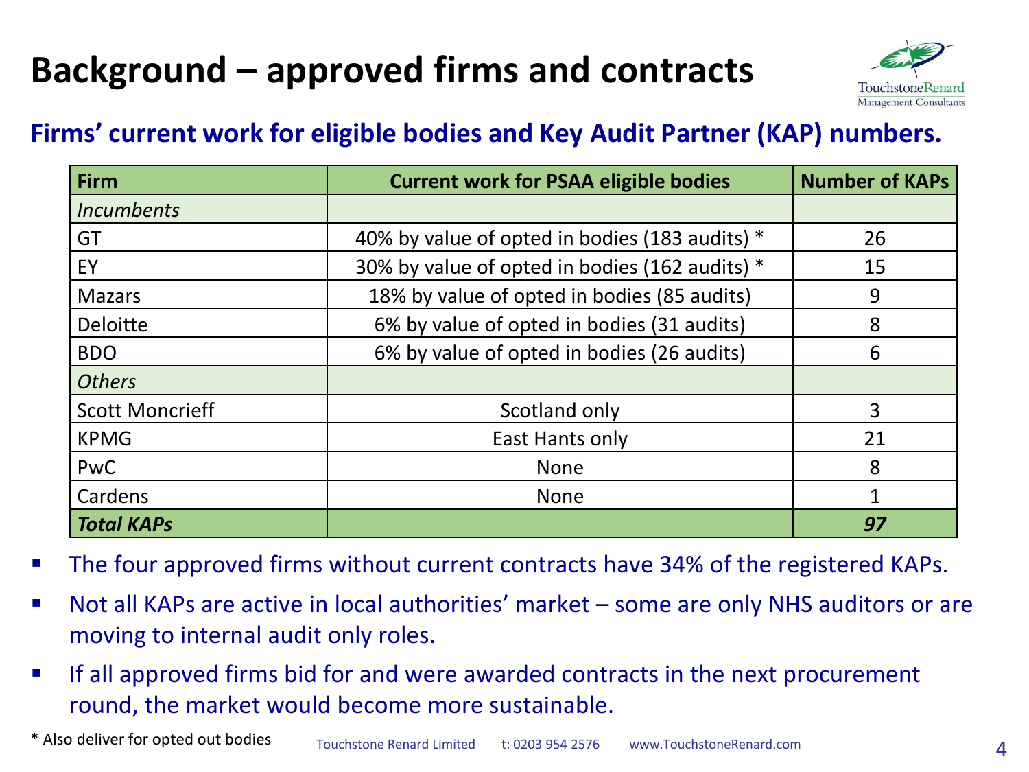# Background – approved firms and contracts

## Firms' current work for eligible bodies and Key Audit Partner (KAP) numbers.

| Firm | Current work for PSAA eligible bodies | Number of KAPs |
|---|---|---|
| *Incumbents* | | |
| GT | 40% by value of opted in bodies (183 audits) * | 26 |
| EY | 30% by value of opted in bodies (162 audits) * | 15 |
| Mazars | 18% by value of opted in bodies (85 audits) | 9 |
| Deloitte | 6% by value of opted in bodies (31 audits) | 8 |
| BDO | 6% by value of opted in bodies (26 audits) | 6 |
| *Others* | | |
| Scott Moncrieff | Scotland only | 3 |
| KPMG | East Hants only | 21 |
| PwC | None | 8 |
| Cardens | None | 1 |
| ***Total KAPs*** | | ***97*** |

- The four approved firms without current contracts have 34% of the registered KAPs.
- Not all KAPs are active in local authorities' market – some are only NHS auditors or are moving to internal audit only roles.
- If all approved firms bid for and were awarded contracts in the next procurement round, the market would become more sustainable.

\* Also deliver for opted out bodies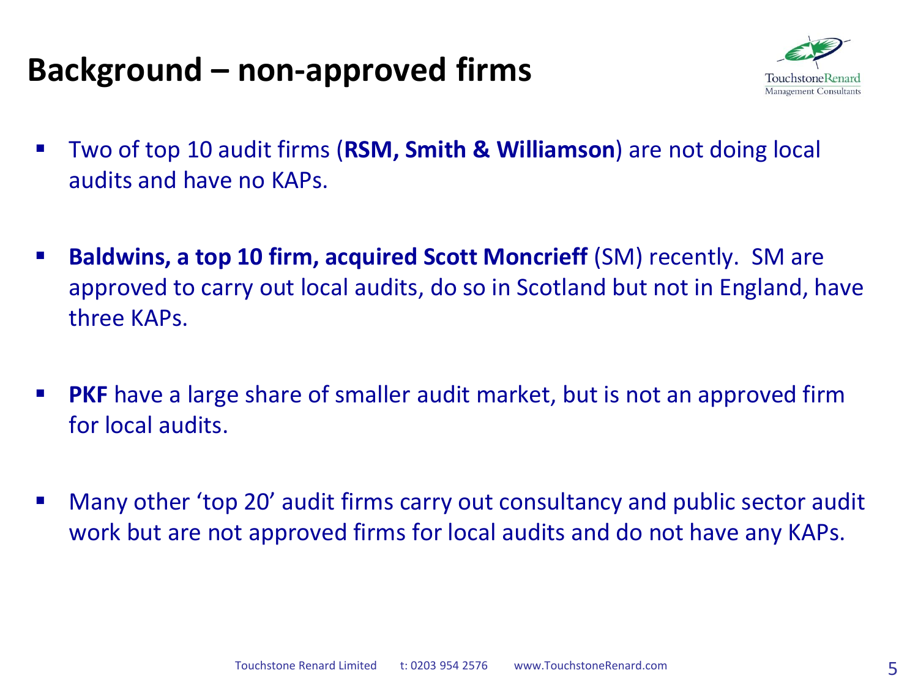# Background – non-approved firms

- Two of top 10 audit firms (**RSM, Smith & Williamson**) are not doing local audits and have no KAPs.
- **Baldwins, a top 10 firm, acquired Scott Moncrieff** (SM) recently. SM are approved to carry out local audits, do so in Scotland but not in England, have three KAPs.
- **PKF** have a large share of smaller audit market, but is not an approved firm for local audits.
- Many other 'top 20' audit firms carry out consultancy and public sector audit work but are not approved firms for local audits and do not have any KAPs.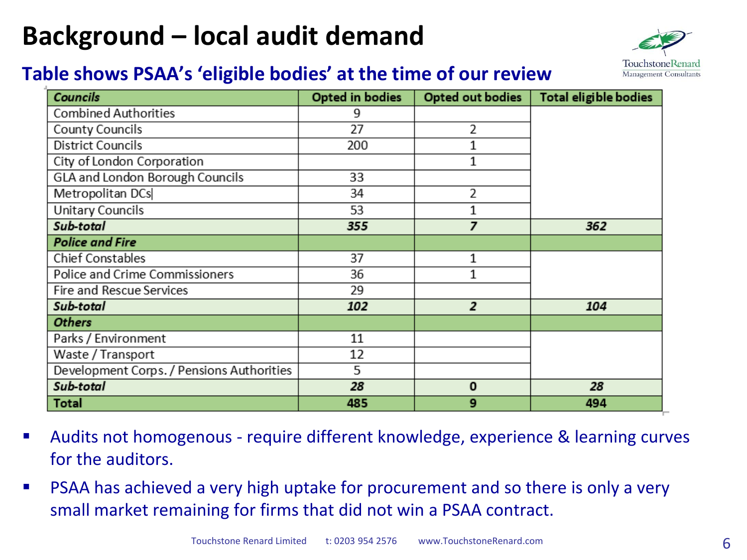# Background – local audit demand

## Table shows PSAA's 'eligible bodies' at the time of our review

| *Councils* | Opted in bodies | Opted out bodies | Total eligible bodies |
|---|---|---|---|
| Combined Authorities | 9 | | |
| County Councils | 27 | 2 | |
| District Councils | 200 | 1 | |
| City of London Corporation | | 1 | |
| GLA and London Borough Councils | 33 | | |
| Metropolitan DCs | 34 | 2 | |
| Unitary Councils | 53 | 1 | |
| ***Sub-total*** | ***355*** | ***7*** | ***362*** |
| ***Police and Fire*** | | | |
| Chief Constables | 37 | 1 | |
| Police and Crime Commissioners | 36 | 1 | |
| Fire and Rescue Services | 29 | | |
| ***Sub-total*** | ***102*** | ***2*** | ***104*** |
| ***Others*** | | | |
| Parks / Environment | 11 | | |
| Waste / Transport | 12 | | |
| Development Corps. / Pensions Authorities | 5 | | |
| ***Sub-total*** | ***28*** | **0** | ***28*** |
| **Total** | **485** | **9** | **494** |

- Audits not homogenous - require different knowledge, experience & learning curves for the auditors.
- PSAA has achieved a very high uptake for procurement and so there is only a very small market remaining for firms that did not win a PSAA contract.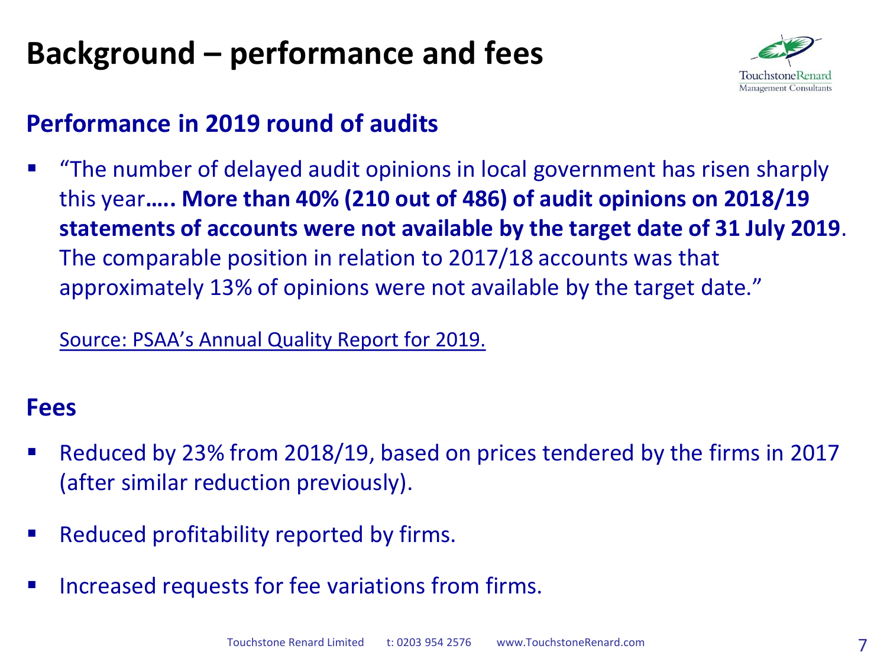# Background – performance and fees

## Performance in 2019 round of audits

- "The number of delayed audit opinions in local government has risen sharply this year**….. More than 40% (210 out of 486) of audit opinions on 2018/19 statements of accounts were not available by the target date of 31 July 2019**. The comparable position in relation to 2017/18 accounts was that approximately 13% of opinions were not available by the target date."

  Source: PSAA's Annual Quality Report for 2019.

## Fees

- Reduced by 23% from 2018/19, based on prices tendered by the firms in 2017 (after similar reduction previously).
- Reduced profitability reported by firms.
- Increased requests for fee variations from firms.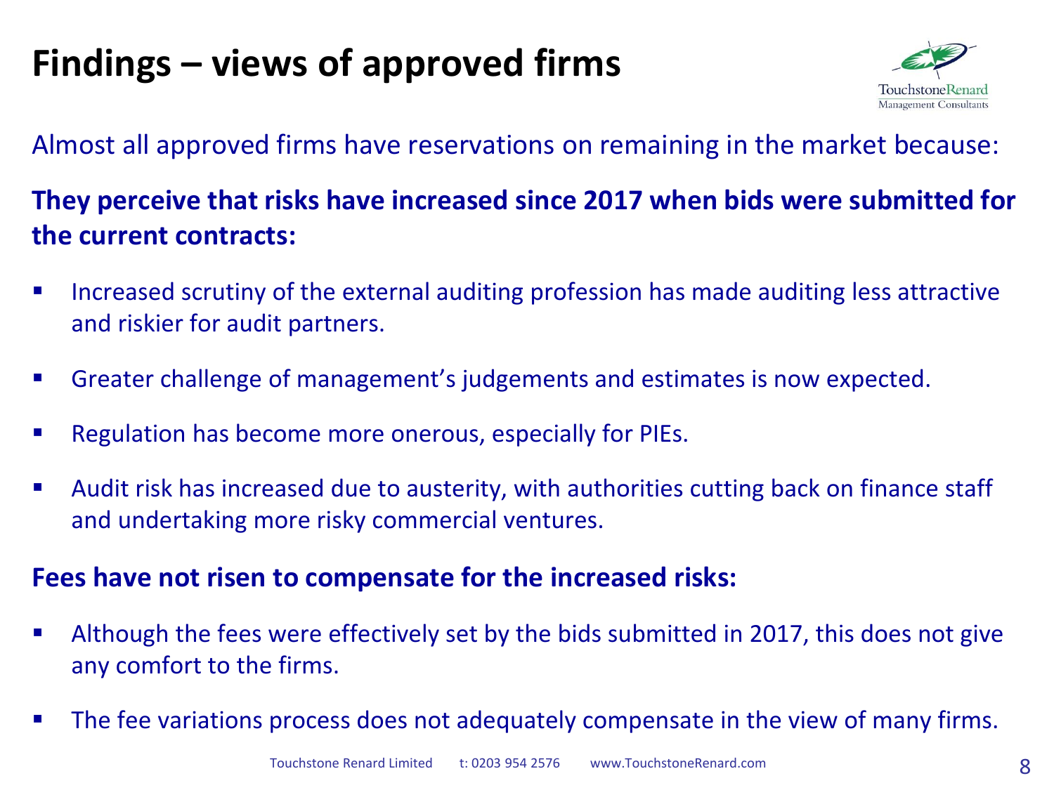# Findings – views of approved firms

Almost all approved firms have reservations on remaining in the market because:

**They perceive that risks have increased since 2017 when bids were submitted for the current contracts:**

- Increased scrutiny of the external auditing profession has made auditing less attractive and riskier for audit partners.
- Greater challenge of management's judgements and estimates is now expected.
- Regulation has become more onerous, especially for PIEs.
- Audit risk has increased due to austerity, with authorities cutting back on finance staff and undertaking more risky commercial ventures.

**Fees have not risen to compensate for the increased risks:**

- Although the fees were effectively set by the bids submitted in 2017, this does not give any comfort to the firms.
- The fee variations process does not adequately compensate in the view of many firms.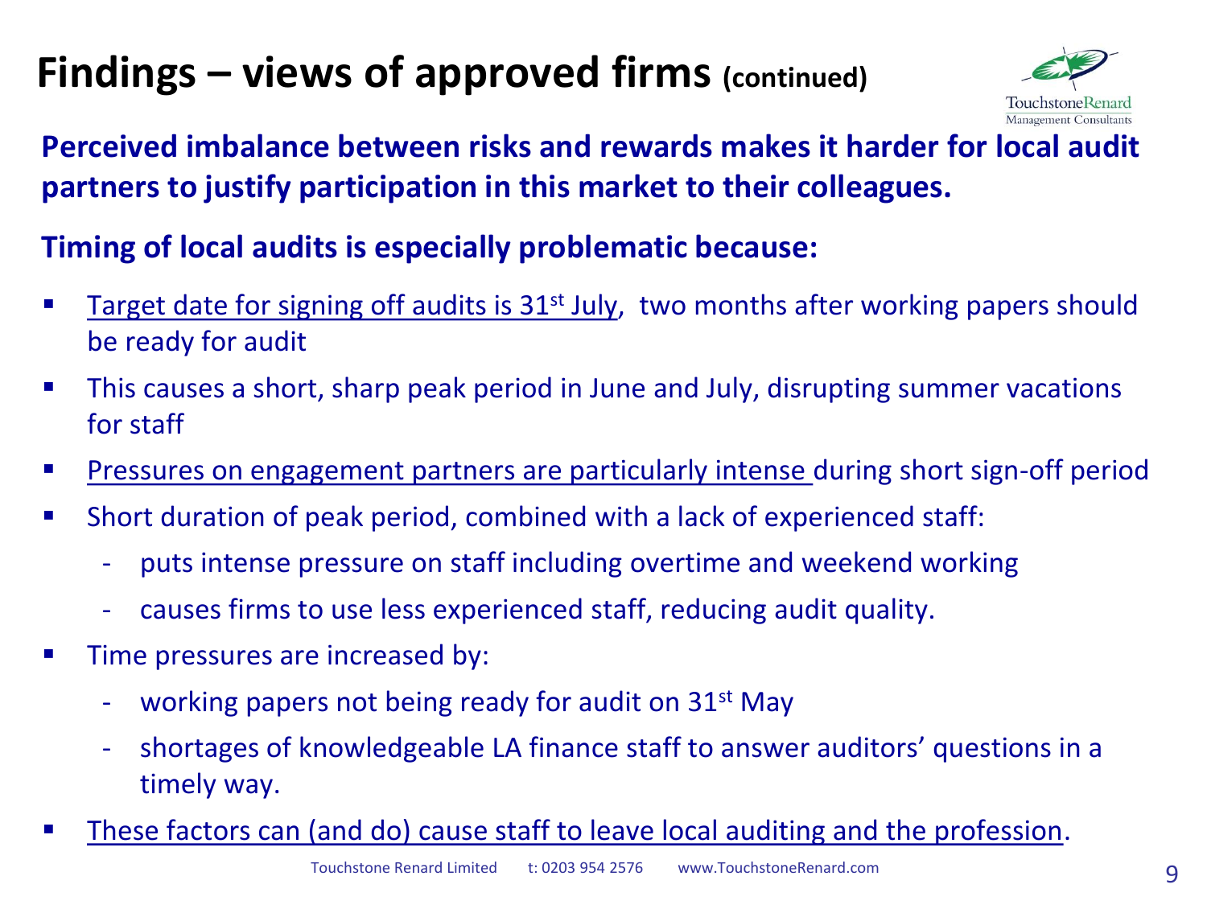# Findings – views of approved firms (continued)

**Perceived imbalance between risks and rewards makes it harder for local audit partners to justify participation in this market to their colleagues.**

**Timing of local audits is especially problematic because:**

- <u>Target date for signing off audits is 31st July</u>, two months after working papers should be ready for audit
- This causes a short, sharp peak period in June and July, disrupting summer vacations for staff
- <u>Pressures on engagement partners are particularly intense</u> during short sign-off period
- Short duration of peak period, combined with a lack of experienced staff:
  - puts intense pressure on staff including overtime and weekend working
  - causes firms to use less experienced staff, reducing audit quality.
- Time pressures are increased by:
  - working papers not being ready for audit on 31st May
  - shortages of knowledgeable LA finance staff to answer auditors' questions in a timely way.
- <u>These factors can (and do) cause staff to leave local auditing and the profession</u>.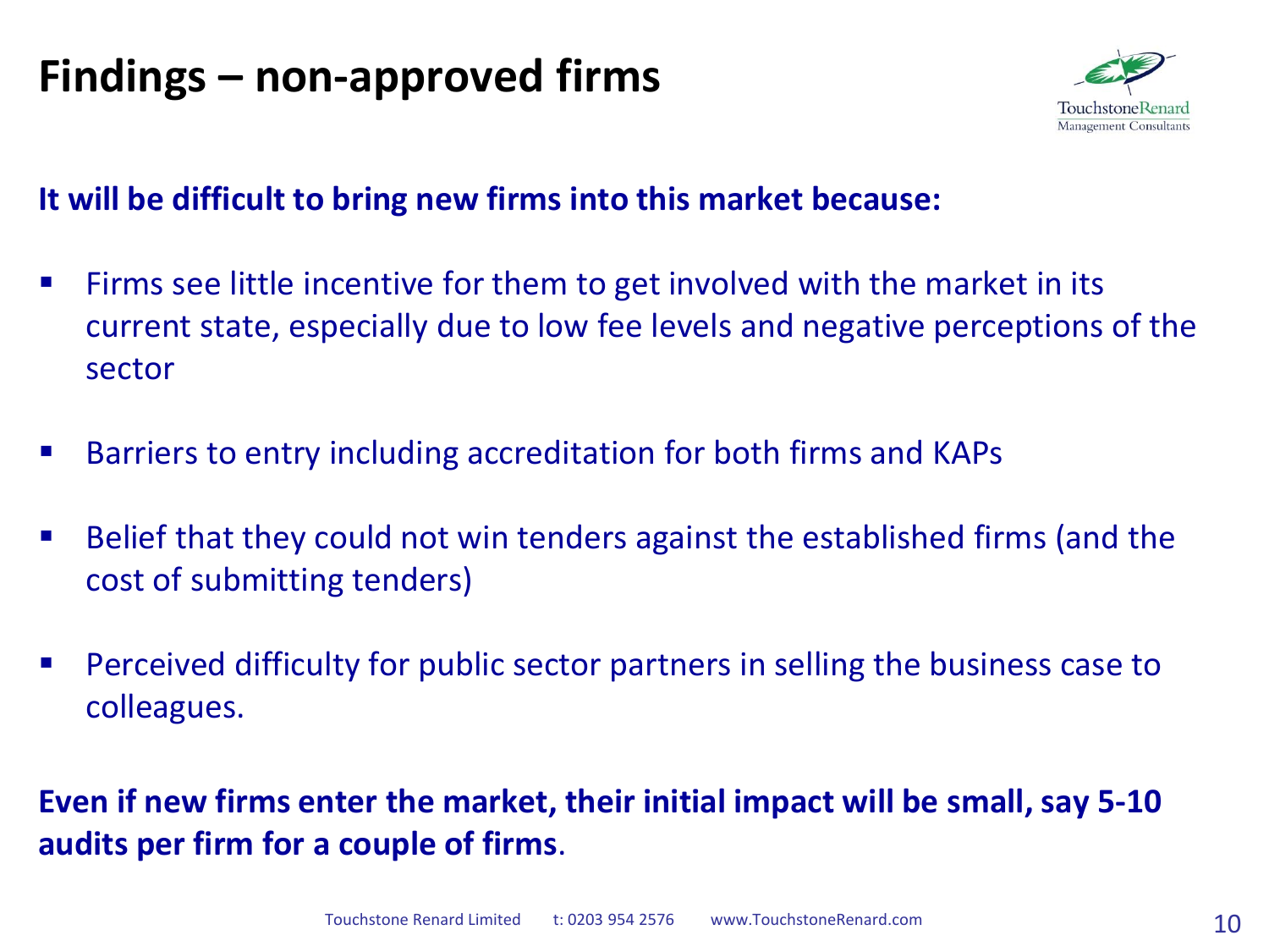# Findings – non-approved firms

**It will be difficult to bring new firms into this market because:**

- Firms see little incentive for them to get involved with the market in its current state, especially due to low fee levels and negative perceptions of the sector
- Barriers to entry including accreditation for both firms and KAPs
- Belief that they could not win tenders against the established firms (and the cost of submitting tenders)
- Perceived difficulty for public sector partners in selling the business case to colleagues.

**Even if new firms enter the market, their initial impact will be small, say 5-10 audits per firm for a couple of firms**.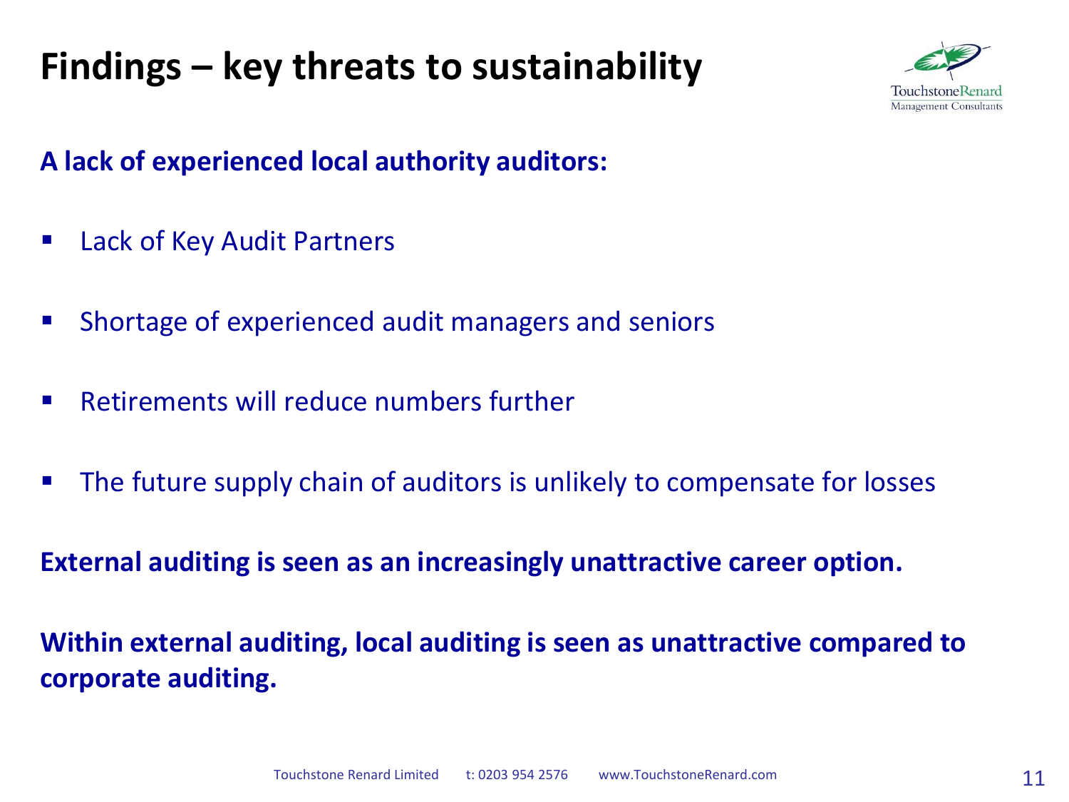# Findings – key threats to sustainability

**A lack of experienced local authority auditors:**

- Lack of Key Audit Partners
- Shortage of experienced audit managers and seniors
- Retirements will reduce numbers further
- The future supply chain of auditors is unlikely to compensate for losses

**External auditing is seen as an increasingly unattractive career option.**

**Within external auditing, local auditing is seen as unattractive compared to corporate auditing.**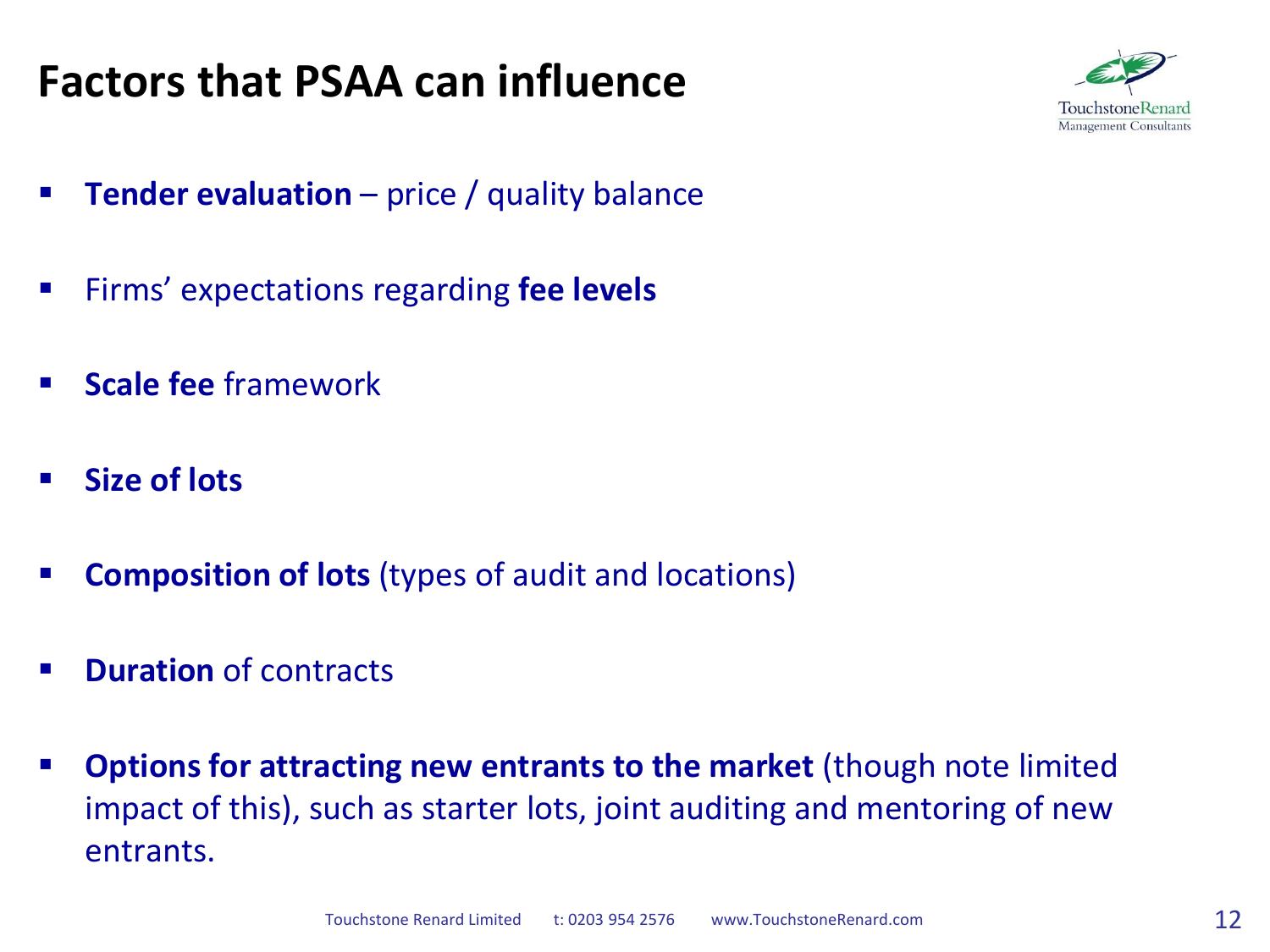# Factors that PSAA can influence

- **Tender evaluation** – price / quality balance
- Firms' expectations regarding **fee levels**
- **Scale fee** framework
- **Size of lots**
- **Composition of lots** (types of audit and locations)
- **Duration** of contracts
- **Options for attracting new entrants to the market** (though note limited impact of this), such as starter lots, joint auditing and mentoring of new entrants.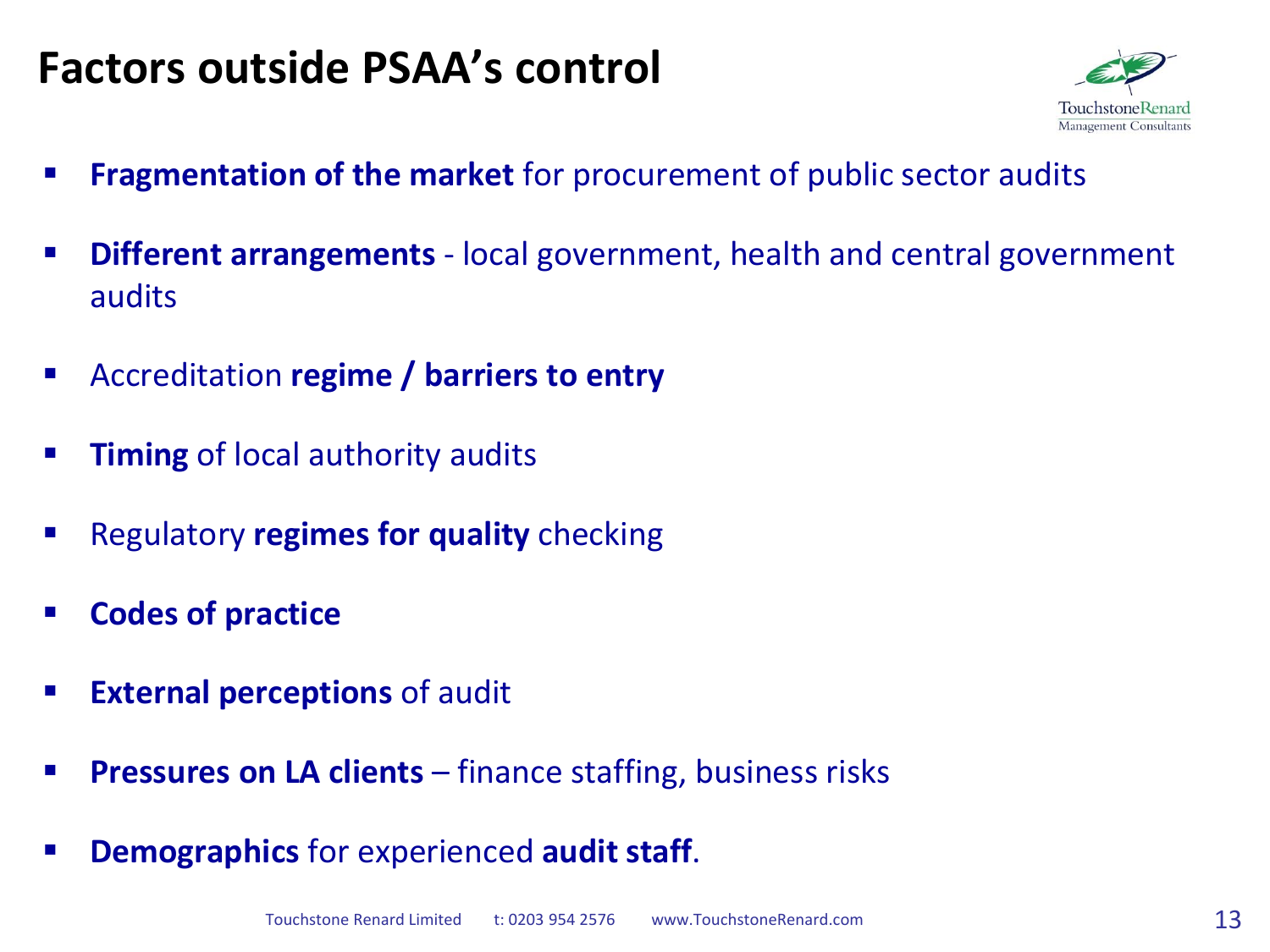# Factors outside PSAA's control

- **Fragmentation of the market** for procurement of public sector audits
- **Different arrangements** - local government, health and central government audits
- Accreditation **regime / barriers to entry**
- **Timing** of local authority audits
- Regulatory **regimes for quality** checking
- **Codes of practice**
- **External perceptions** of audit
- **Pressures on LA clients** – finance staffing, business risks
- **Demographics** for experienced **audit staff**.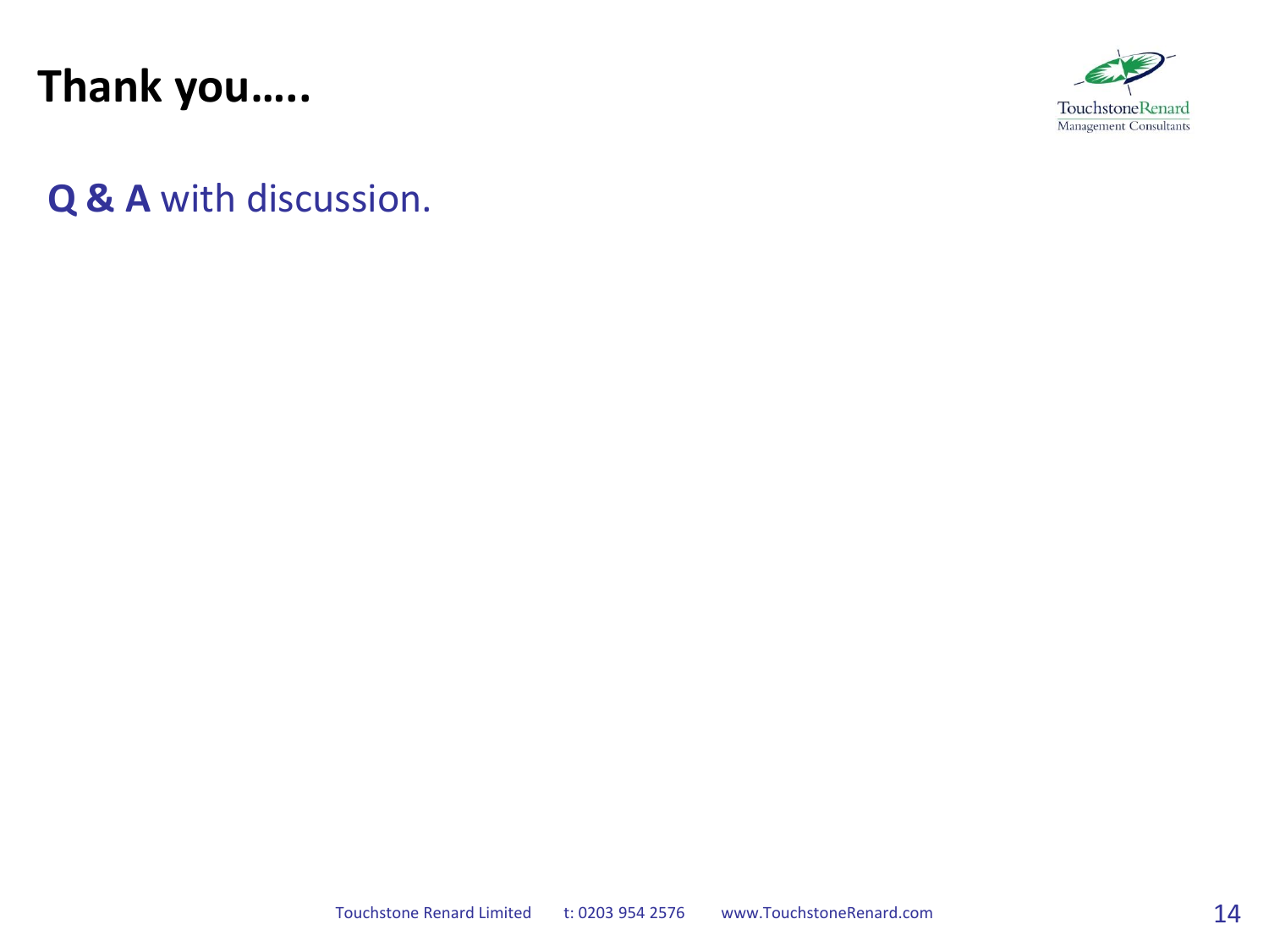# Thank you…..

**Q & A** with discussion.